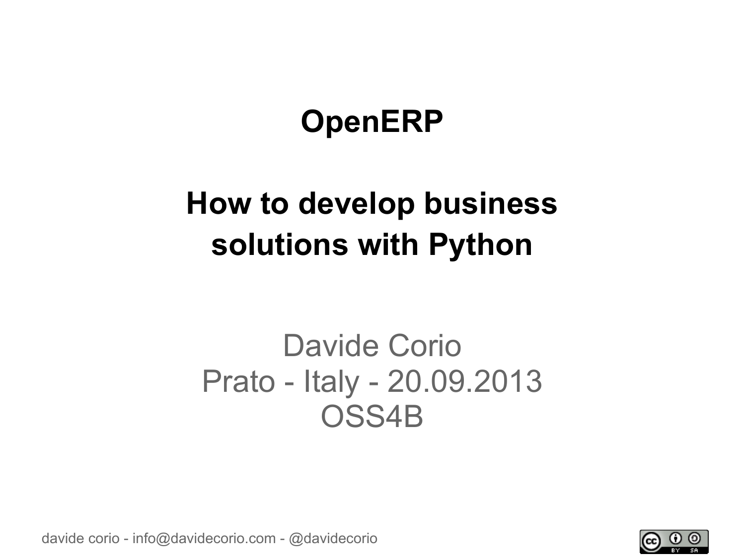# OpenERP

## How to develop business solutions with Python

Davide Corio
Prato - Italy - 20.09.2013
OSS4B

davide corio - info@davidecorio.com - @davidecorio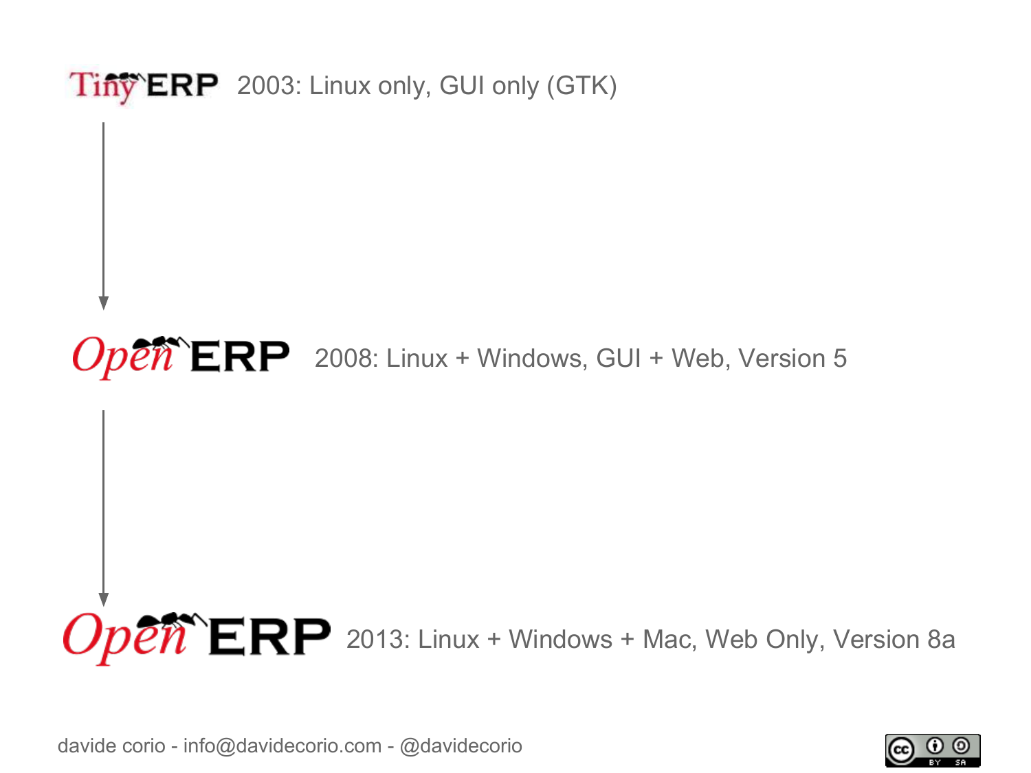TinyERP 2003: Linux only, GUI only (GTK)

OpenERP 2008: Linux + Windows, GUI + Web, Version 5

OpenERP 2013: Linux + Windows + Mac, Web Only, Version 8a

davide corio - info@davidecorio.com - @davidecorio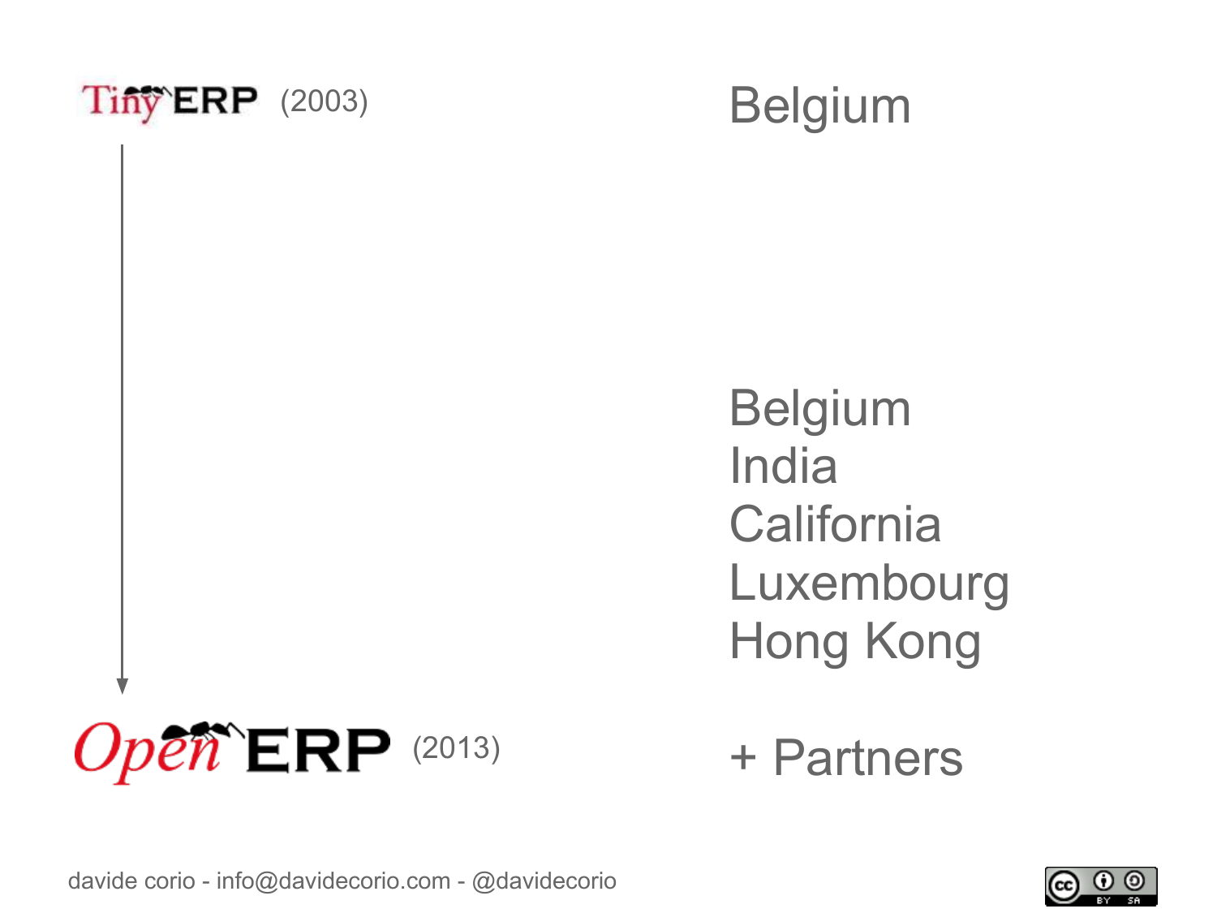TinyERP (2003)

Belgium

Belgium
India
California
Luxembourg
Hong Kong

OpenERP (2013)

+ Partners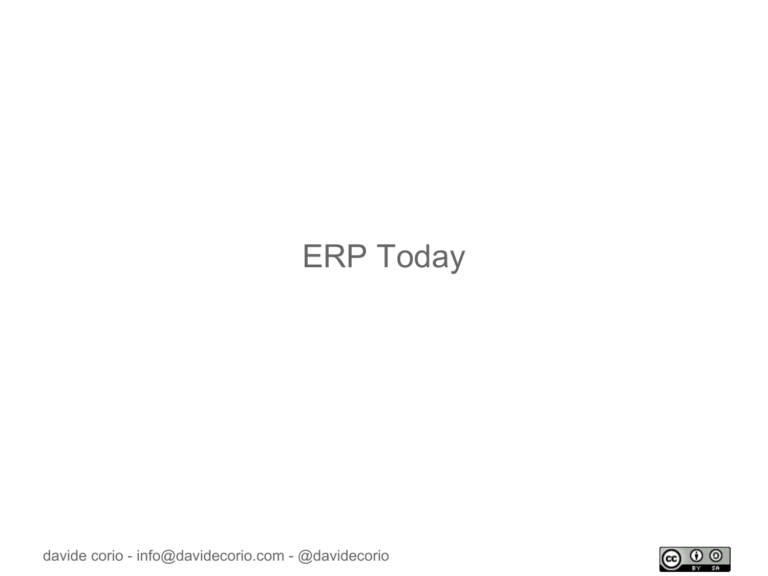# ERP Today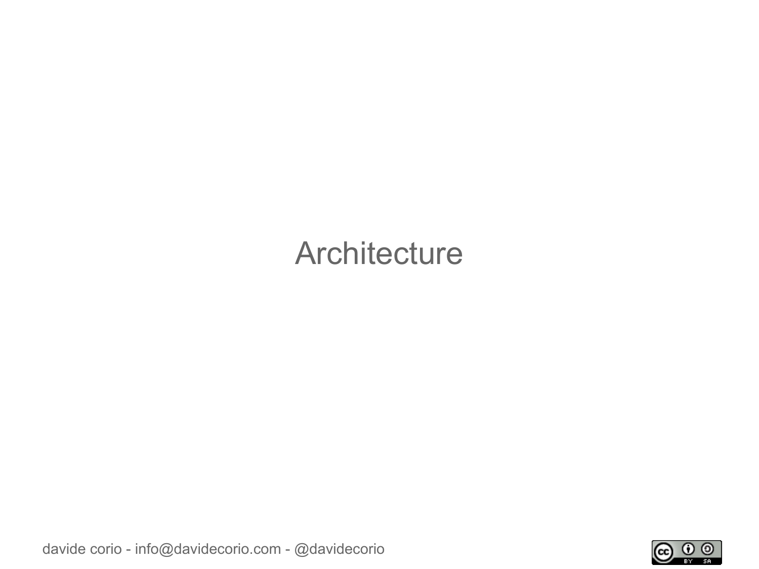# Architecture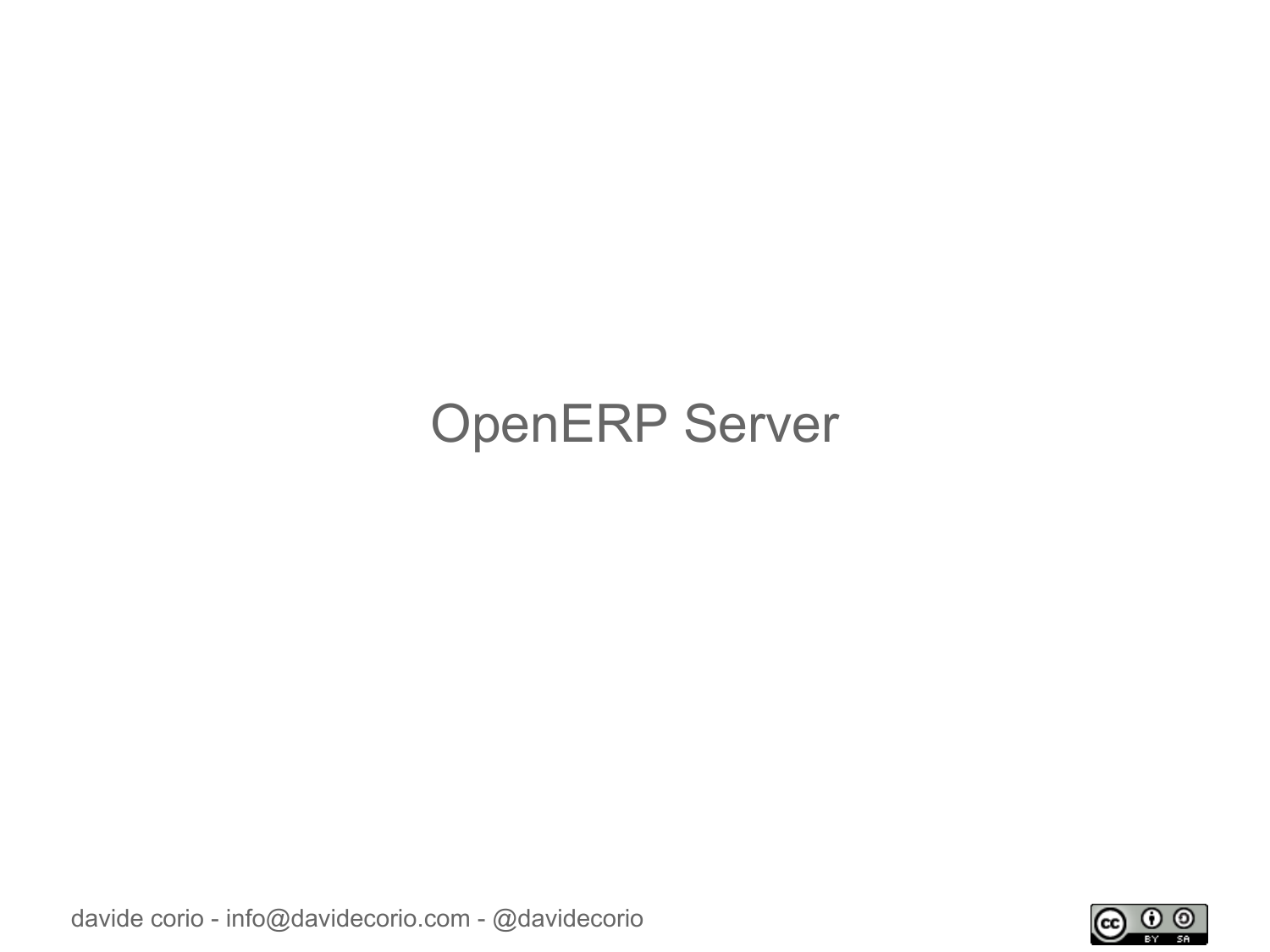# OpenERP Server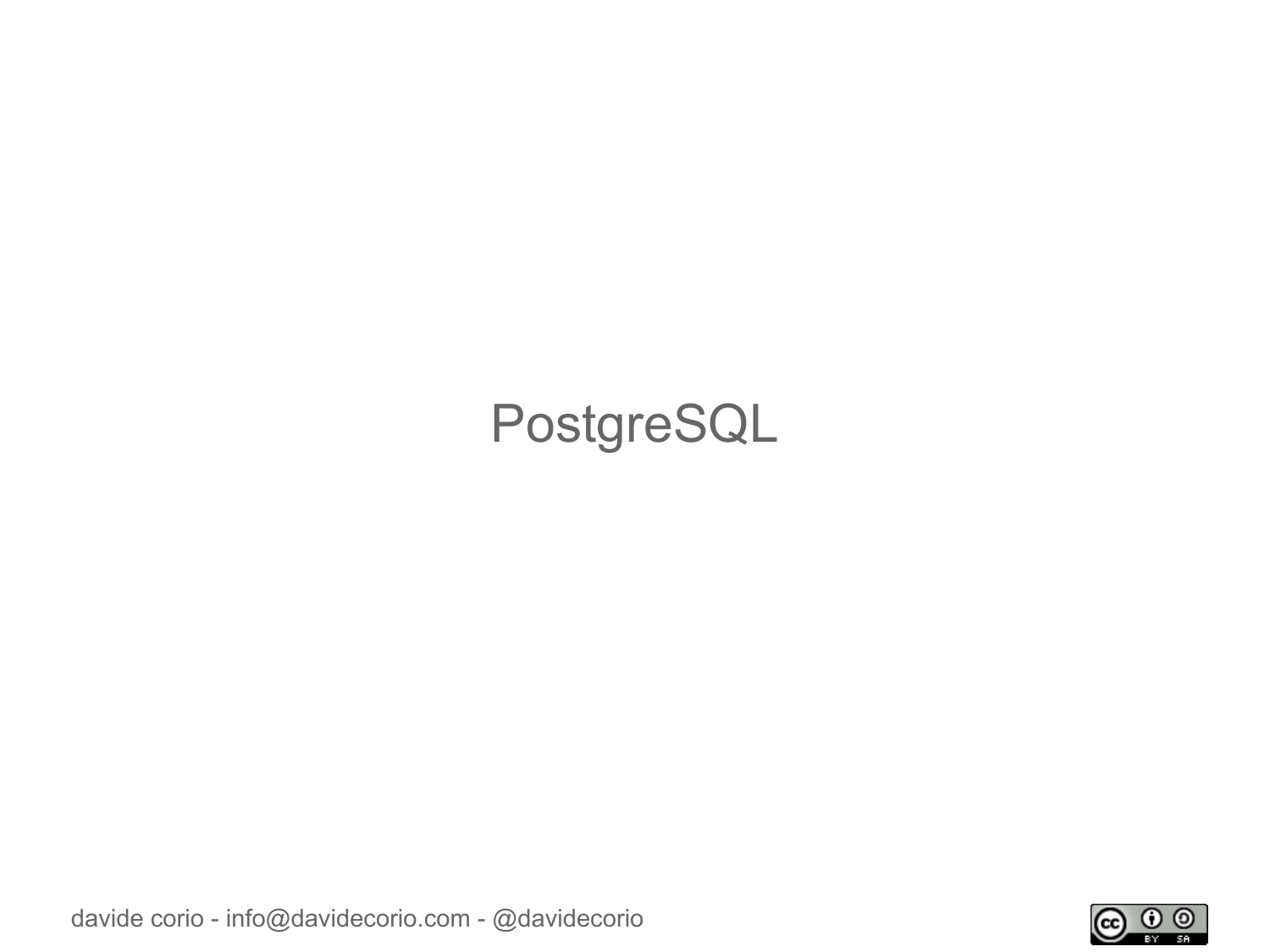# PostgreSQL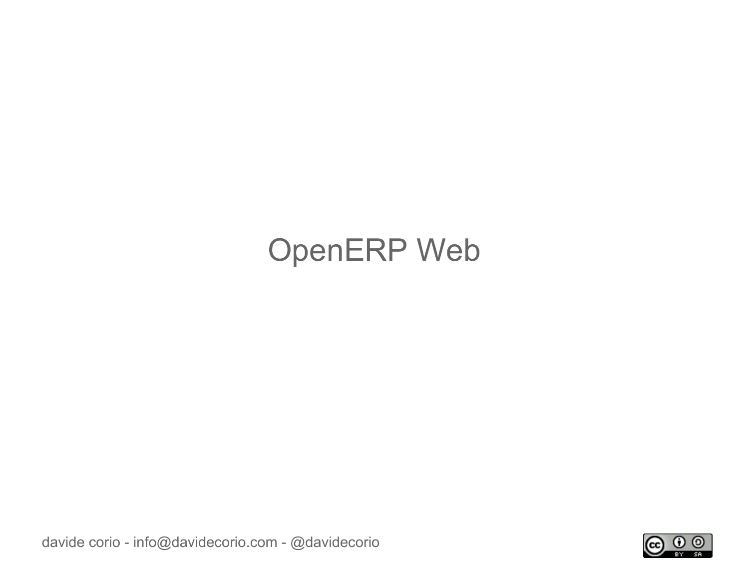# OpenERP Web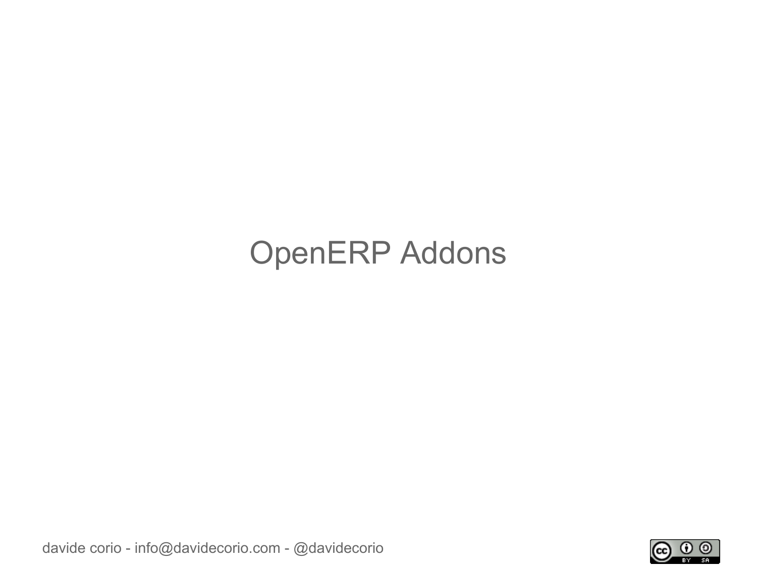# OpenERP Addons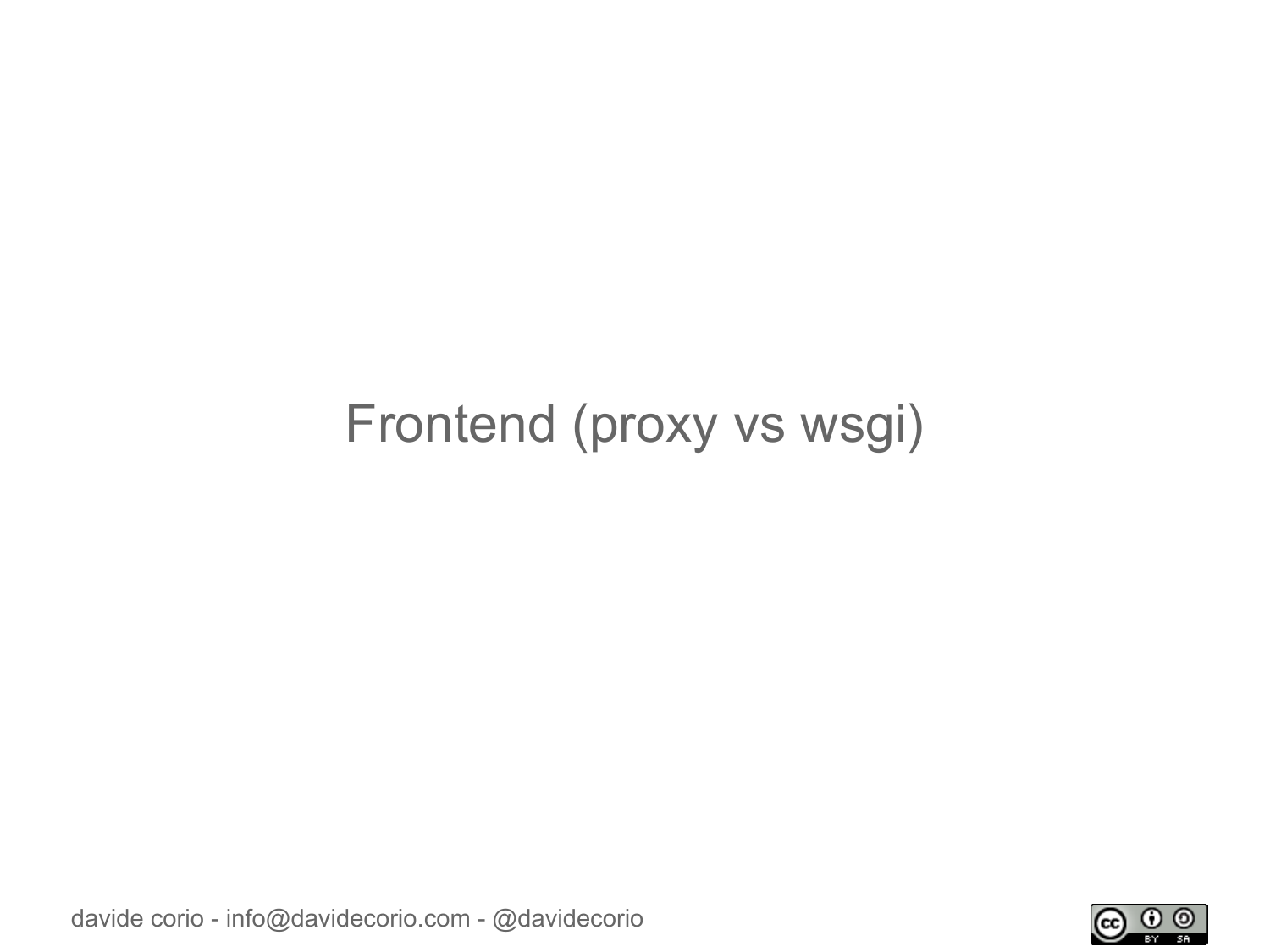# Frontend (proxy vs wsgi)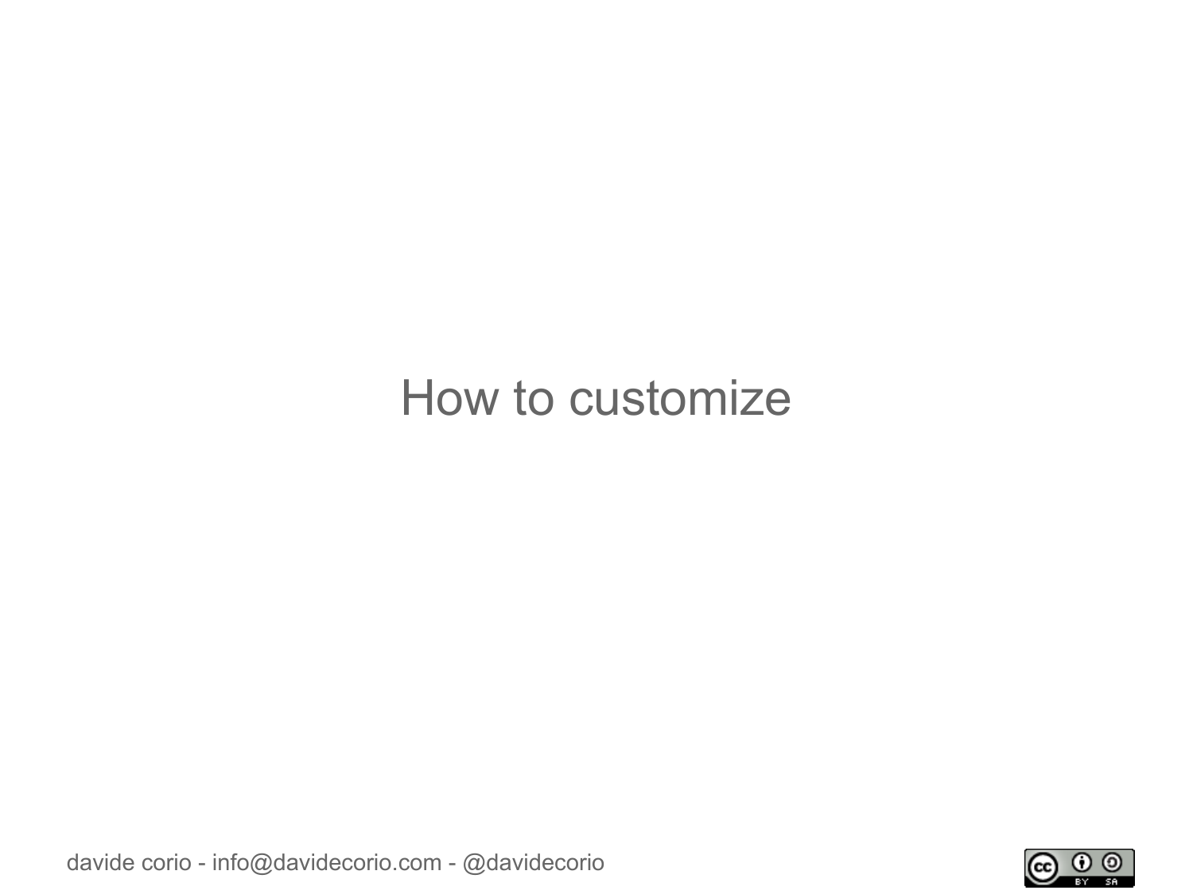# How to customize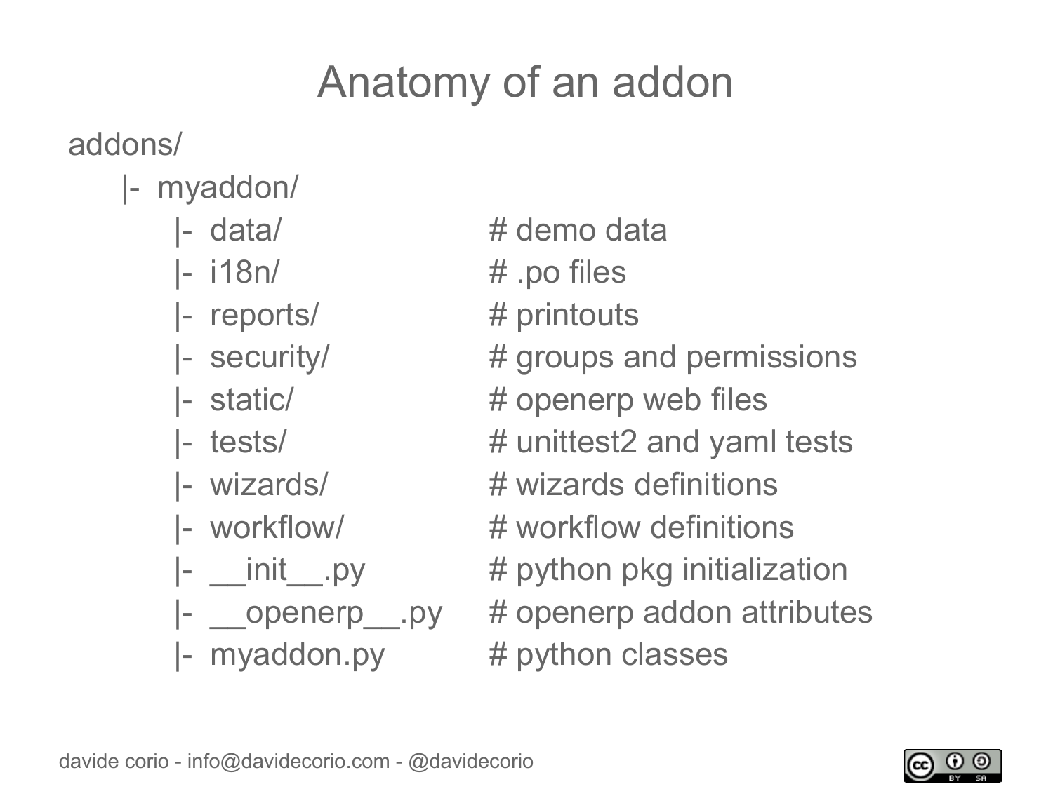# Anatomy of an addon

```
addons/
    |-  myaddon/
        |-  data/              # demo data
        |-  i18n/              # .po files
        |-  reports/           # printouts
        |-  security/          # groups and permissions
        |-  static/            # openerp web files
        |-  tests/             # unittest2 and yaml tests
        |-  wizards/           # wizards definitions
        |-  workflow/          # workflow definitions
        |-  __init__.py        # python pkg initialization
        |-  __openerp__.py     # openerp addon attributes
        |-  myaddon.py         # python classes
```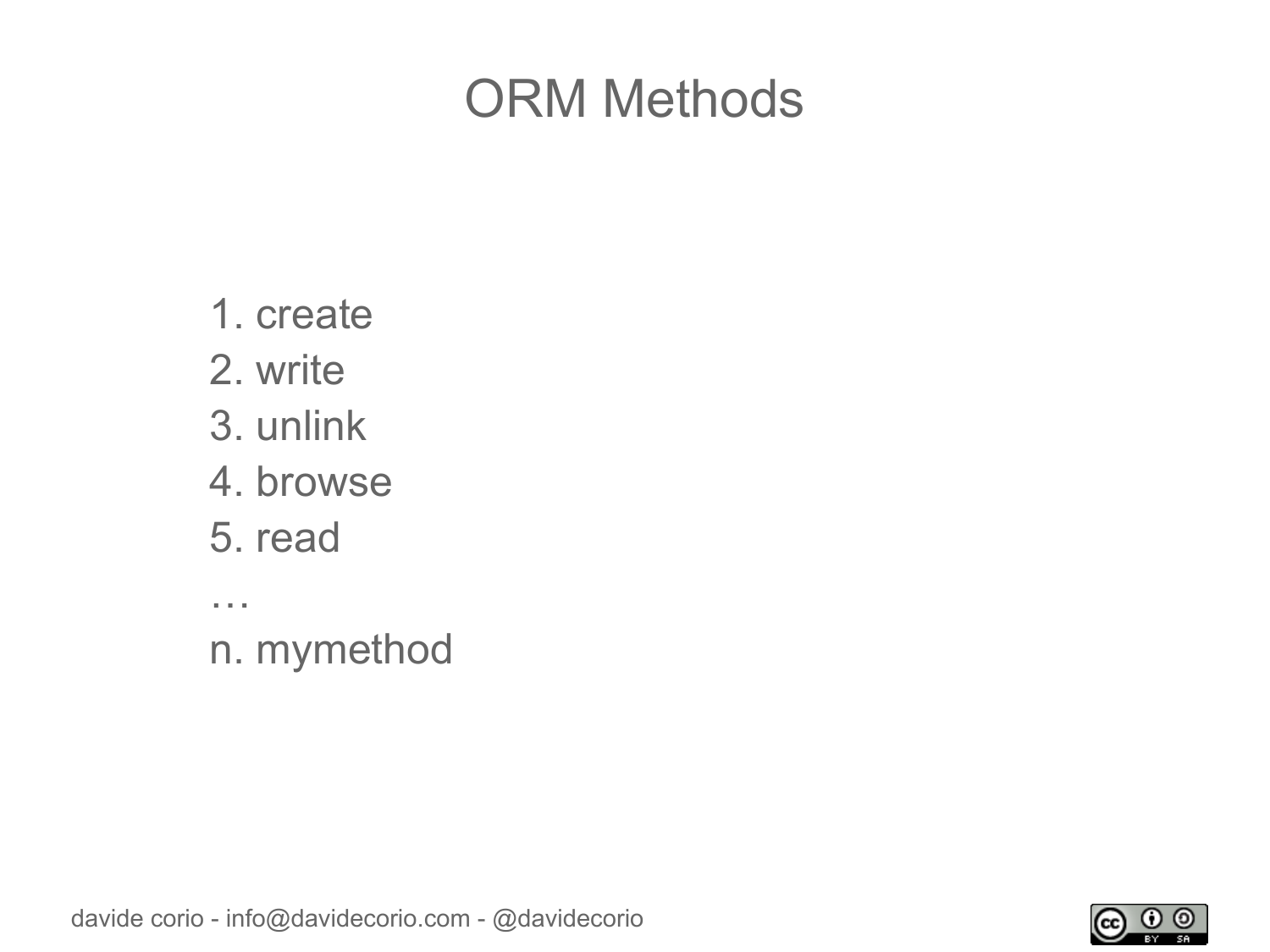# ORM Methods

1. create
2. write
3. unlink
4. browse
5. read

…

n. mymethod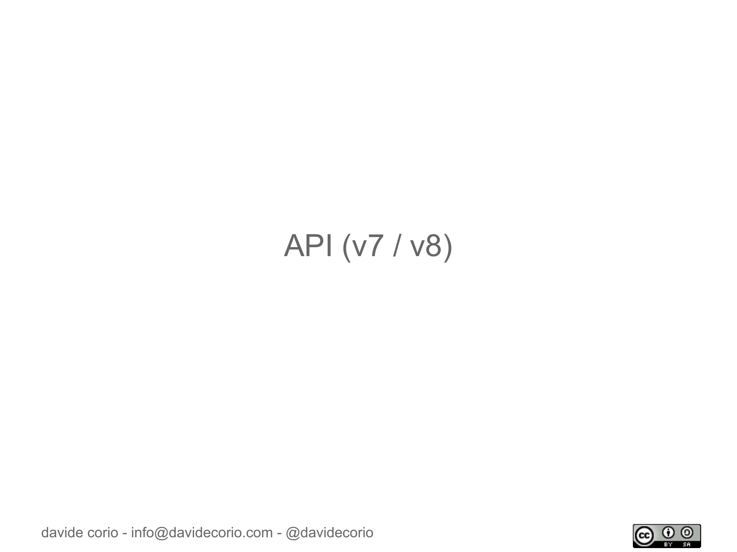# API (v7 / v8)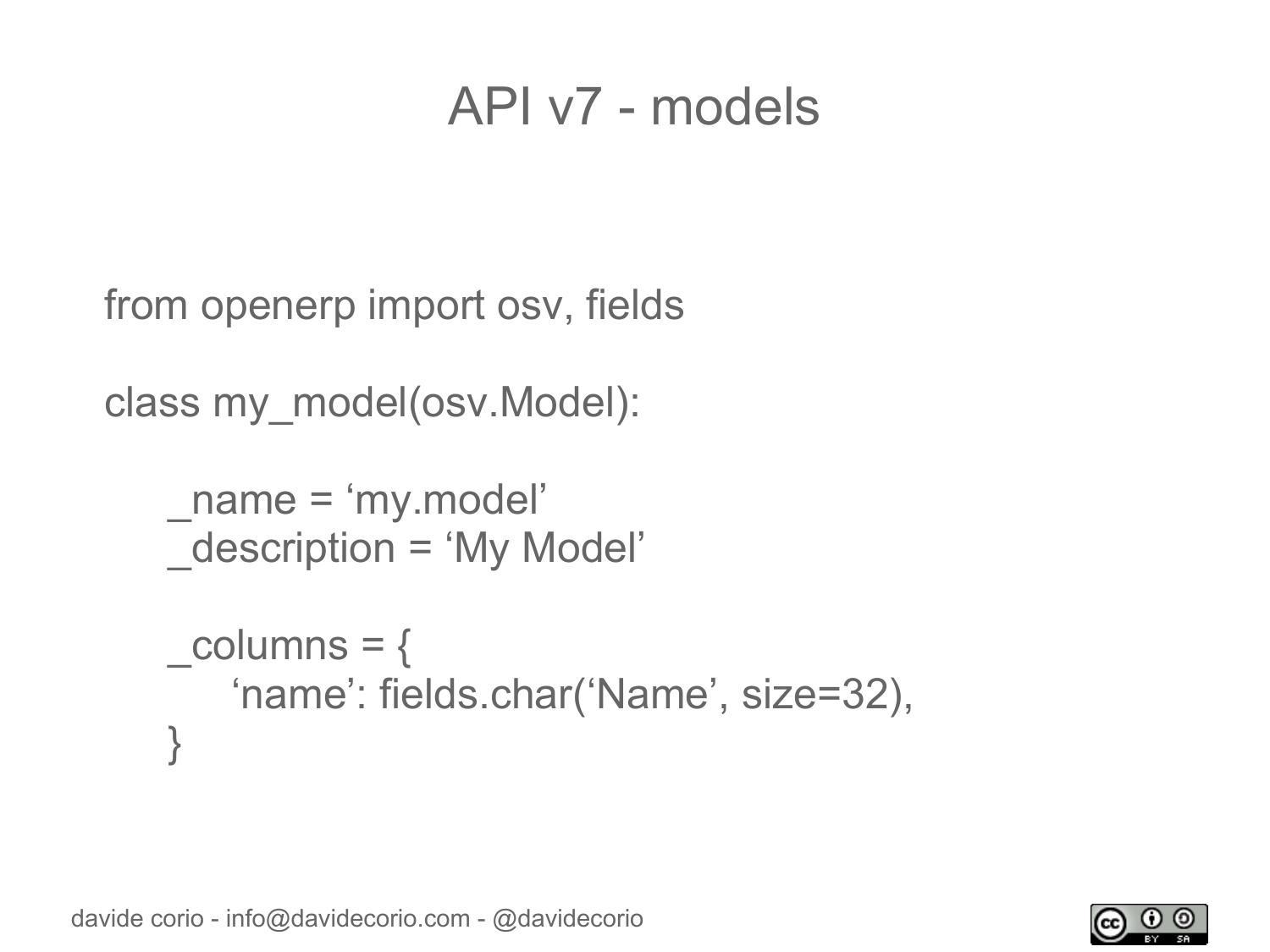# API v7 - models

```
from openerp import osv, fields

class my_model(osv.Model):

    _name = ‘my.model’
    _description = ‘My Model’

    _columns = {
        ‘name’: fields.char(‘Name’, size=32),
    }
```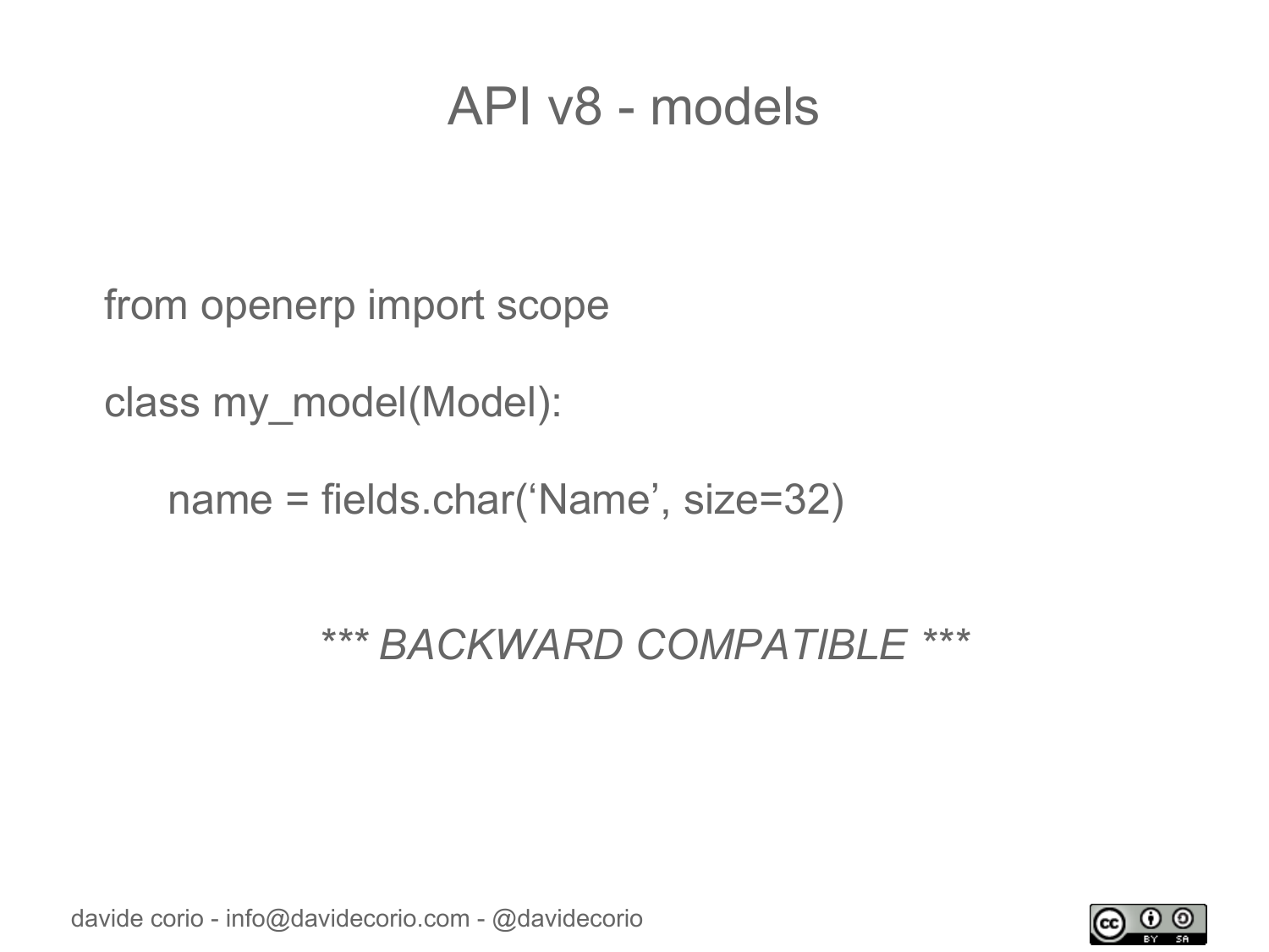# API v8 - models

```
from openerp import scope

class my_model(Model):

    name = fields.char('Name', size=32)
```

*\*\*\* BACKWARD COMPATIBLE \*\*\**

# API v8 - models

```
from openerp import scope

class my_model(Model):

    name = fields.char('Name', size=32)
```

*** BACKWARD COMPATIBLE ***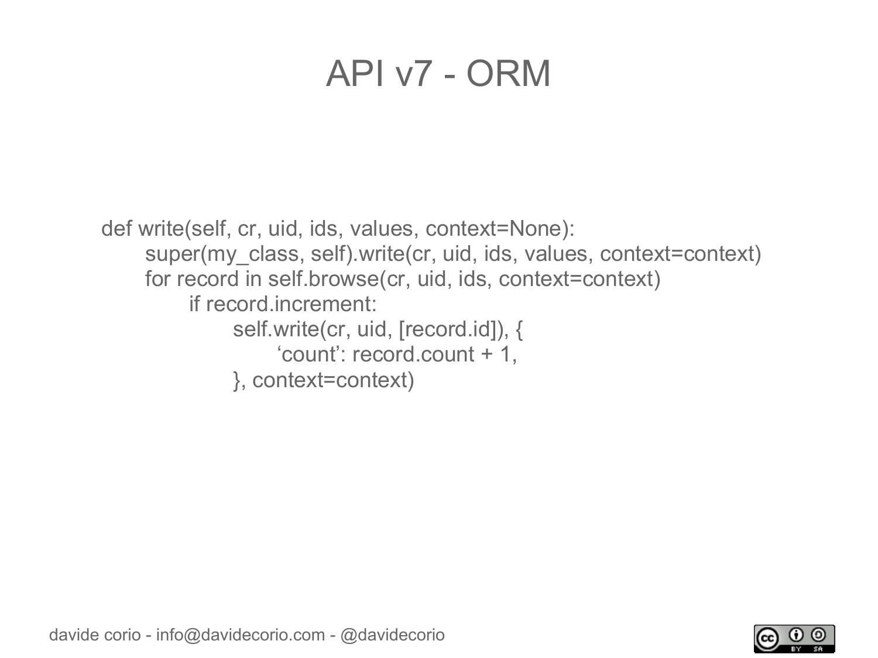# API v7 - ORM

```
def write(self, cr, uid, ids, values, context=None):
    super(my_class, self).write(cr, uid, ids, values, context=context)
    for record in self.browse(cr, uid, ids, context=context)
        if record.increment:
            self.write(cr, uid, [record.id]), {
                ‘count’: record.count + 1,
            }, context=context)
```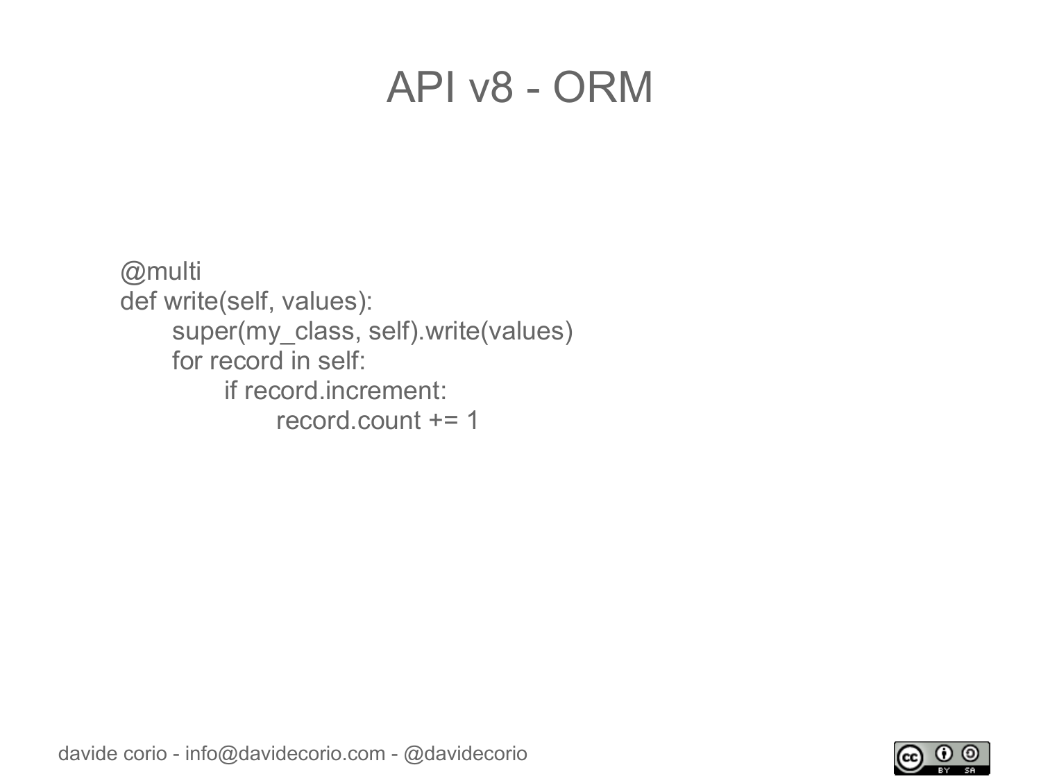# API v8 - ORM

```
@multi
def write(self, values):
    super(my_class, self).write(values)
    for record in self:
        if record.increment:
            record.count += 1
```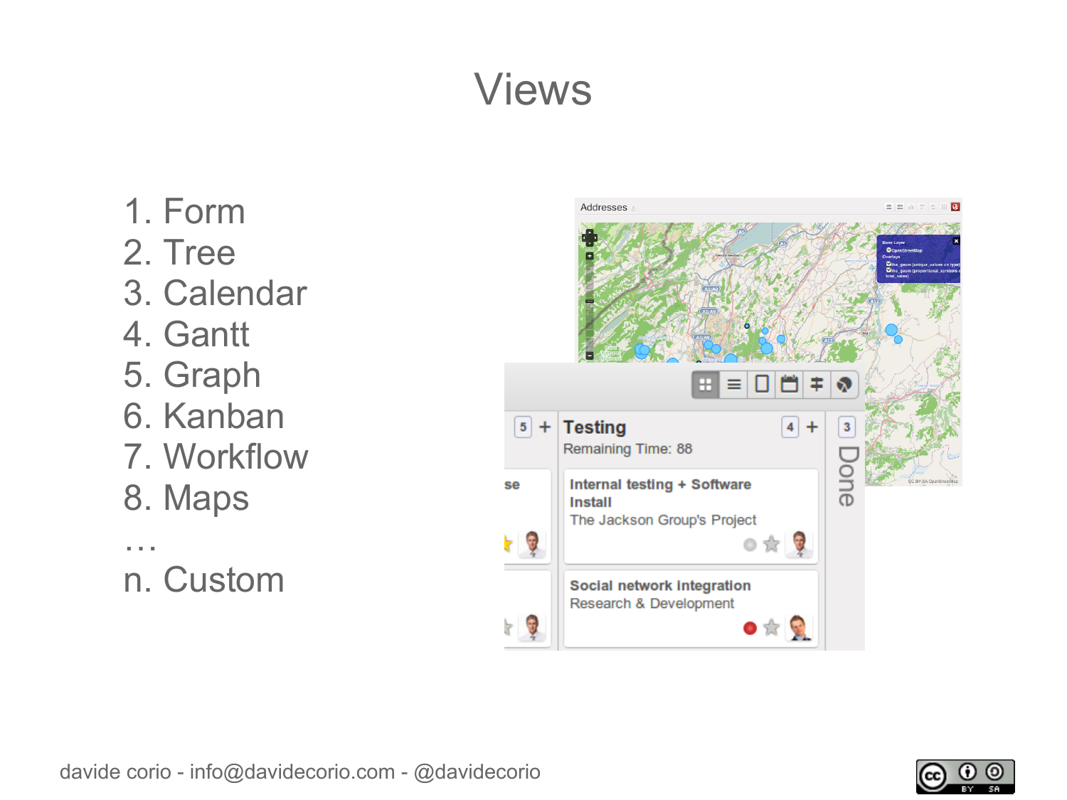# Views

1. Form
2. Tree
3. Calendar
4. Gantt
5. Graph
6. Kanban
7. Workflow
8. Maps

…

n. Custom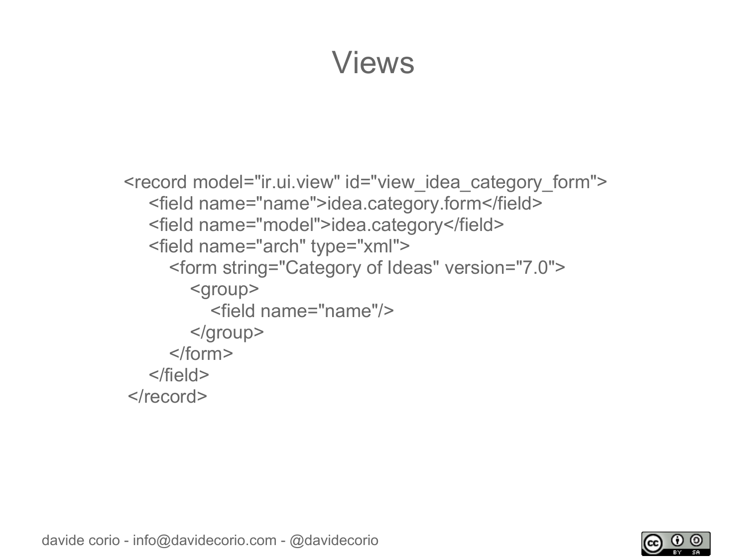# Views

```xml
<record model="ir.ui.view" id="view_idea_category_form">
    <field name="name">idea.category.form</field>
    <field name="model">idea.category</field>
    <field name="arch" type="xml">
        <form string="Category of Ideas" version="7.0">
            <group>
                <field name="name"/>
            </group>
        </form>
    </field>
</record>
```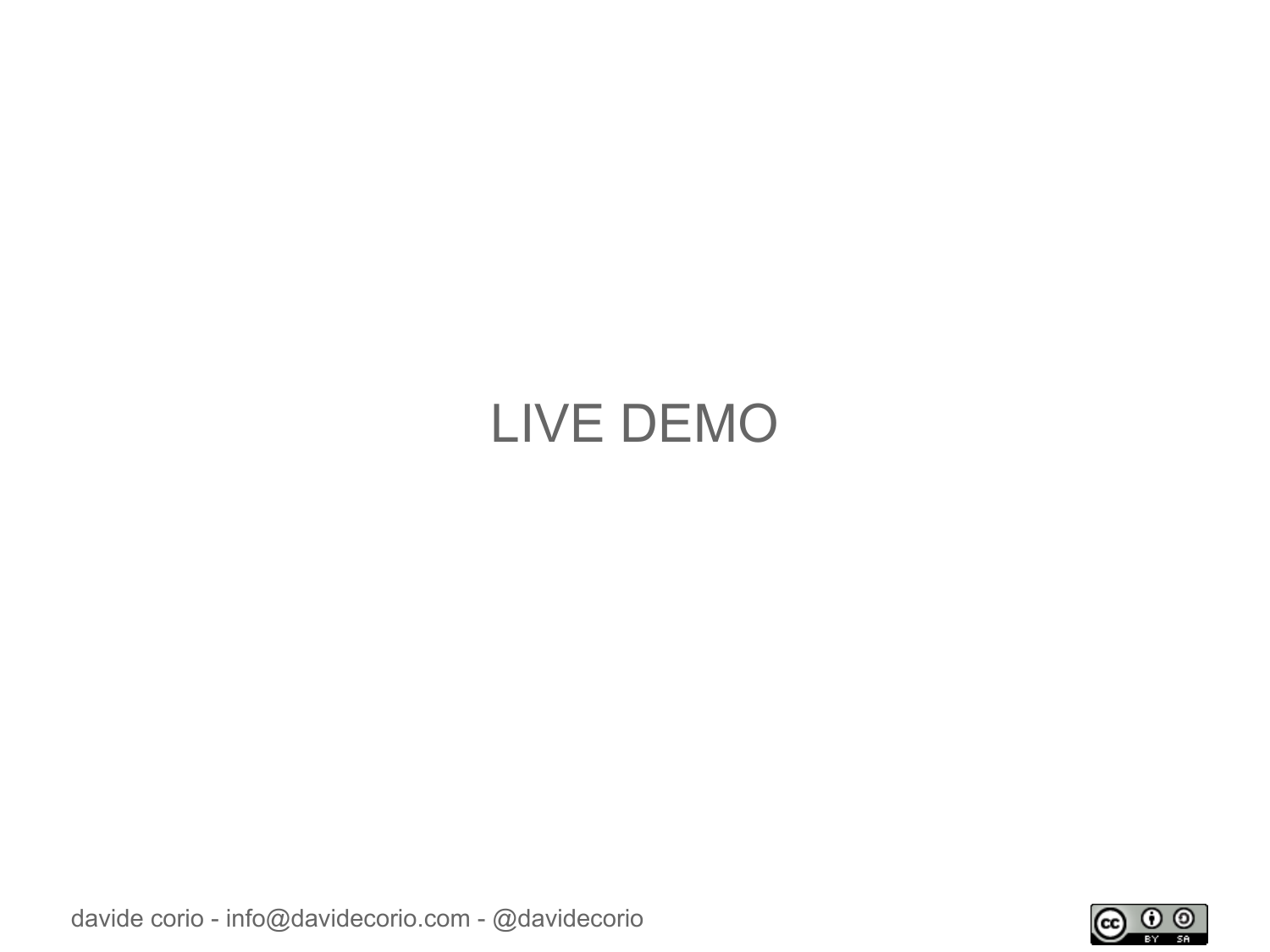LIVE DEMO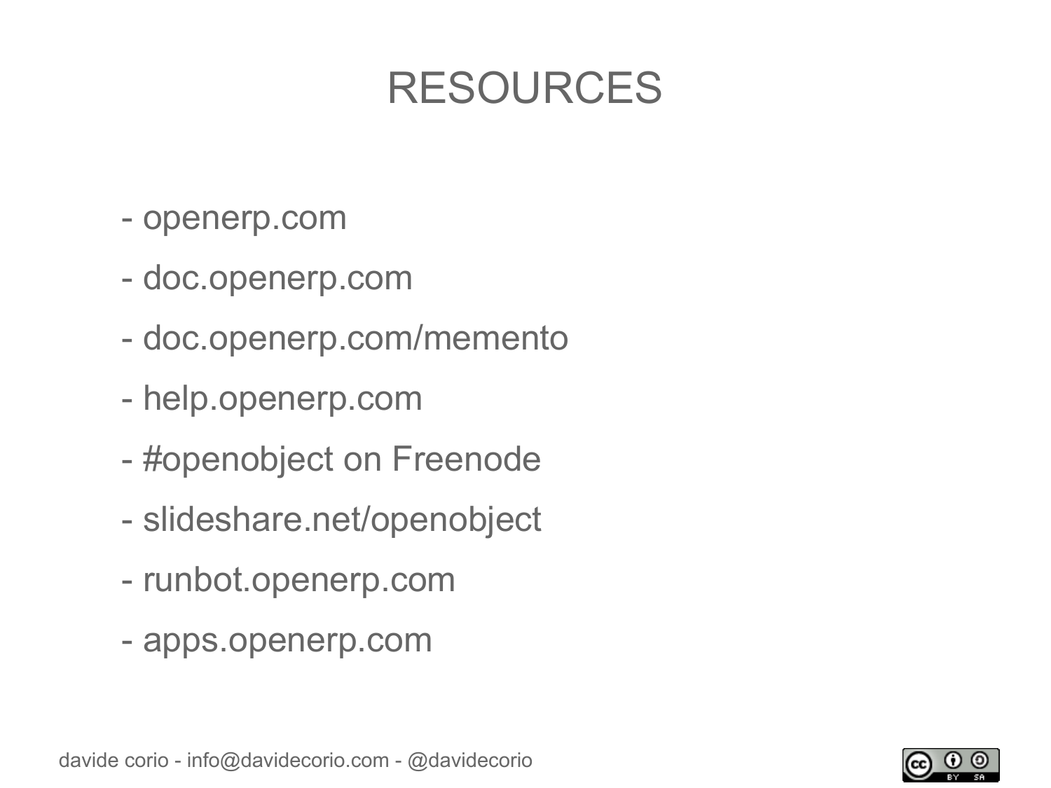# RESOURCES

- openerp.com
- doc.openerp.com
- doc.openerp.com/memento
- help.openerp.com
- #openobject on Freenode
- slideshare.net/openobject
- runbot.openerp.com
- apps.openerp.com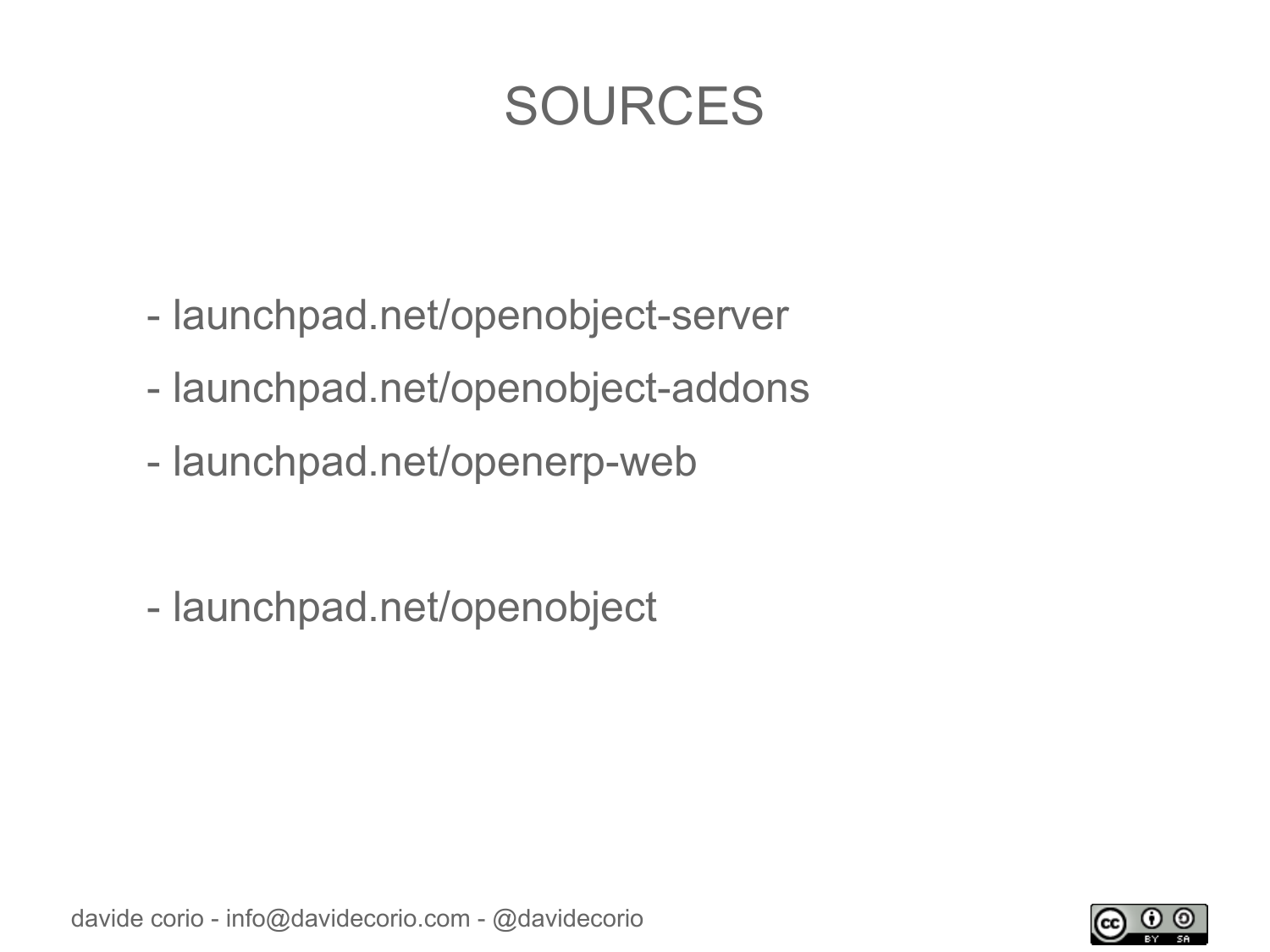# SOURCES

- launchpad.net/openobject-server
- launchpad.net/openobject-addons
- launchpad.net/openerp-web

- launchpad.net/openobject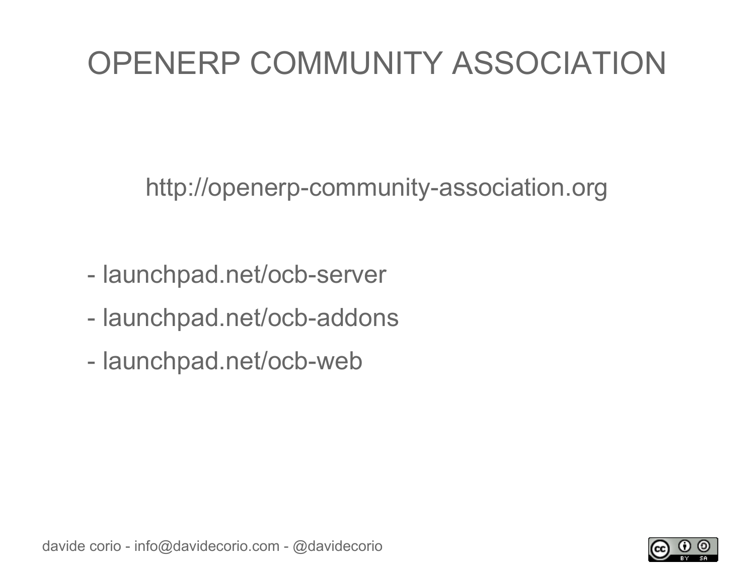# OPENERP COMMUNITY ASSOCIATION

http://openerp-community-association.org

- launchpad.net/ocb-server
- launchpad.net/ocb-addons
- launchpad.net/ocb-web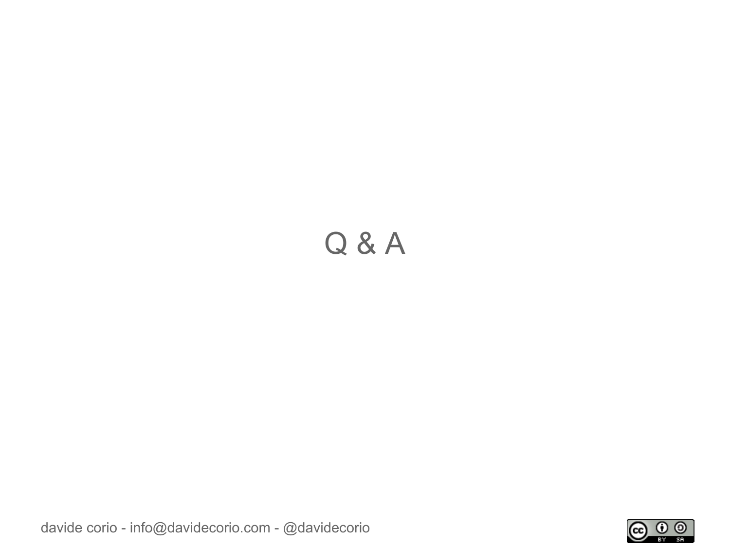# Q & A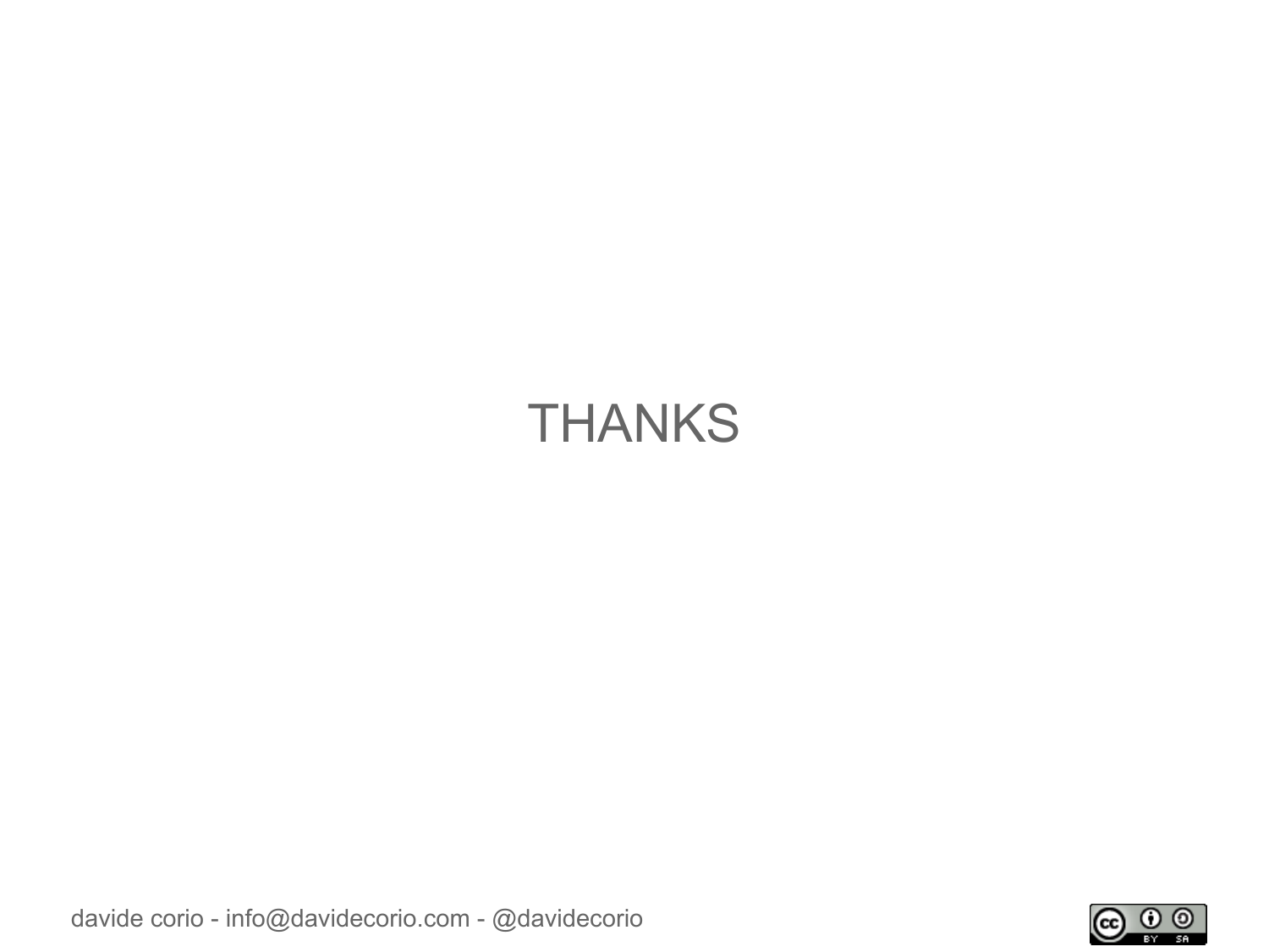THANKS